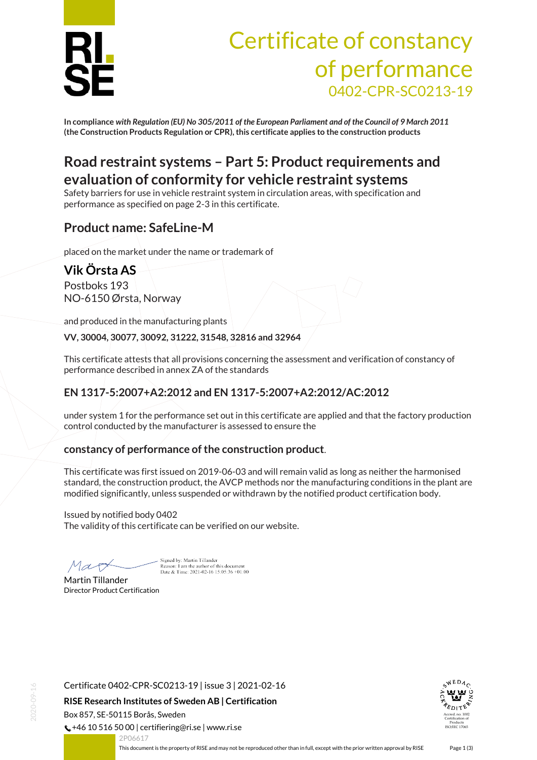# Certificate of constancy of performance

0402-CPR-SC0213-19

**In compliance** ***with Regulation (EU) No 305/2011 of the European Parliament and of the Council of 9 March 2011*** **(the Construction Products Regulation or CPR), this certificate applies to the construction products**

## Road restraint systems – Part 5: Product requirements and evaluation of conformity for vehicle restraint systems

Safety barriers for use in vehicle restraint system in circulation areas, with specification and performance as specified on page 2-3 in this certificate.

## Product name: SafeLine-M

placed on the market under the name or trademark of

### Vik Örsta AS

Postboks 193
NO-6150 Ørsta, Norway

and produced in the manufacturing plants

**VV, 30004, 30077, 30092, 31222, 31548, 32816 and 32964**

This certificate attests that all provisions concerning the assessment and verification of constancy of performance described in annex ZA of the standards

### EN 1317-5:2007+A2:2012 and EN 1317-5:2007+A2:2012/AC:2012

under system 1 for the performance set out in this certificate are applied and that the factory production control conducted by the manufacturer is assessed to ensure the

### constancy of performance of the construction product.

This certificate was first issued on 2019-06-03 and will remain valid as long as neither the harmonised standard, the construction product, the AVCP methods nor the manufacturing conditions in the plant are modified significantly, unless suspended or withdrawn by the notified product certification body.

Issued by notified body 0402
The validity of this certificate can be verified on our website.

Signed by: Martin Tillander
Reason: I am the author of this document
Date & Time: 2021-02-16 15:05:36 +01:00

Martin Tillander
Director Product Certification

Certificate 0402-CPR-SC0213-19 | issue 3 | 2021-02-16

**RISE Research Institutes of Sweden AB | Certification**

Box 857, SE-50115 Borås, Sweden
+46 10 516 50 00 | certifiering@ri.se | www.ri.se

SWEDAC ACKREDITERING Accred. no. 1002 Certification of Products ISO/IEC 17065

2P06617

This document is the property of RISE and may not be reproduced other than in full, except with the prior written approval by RISE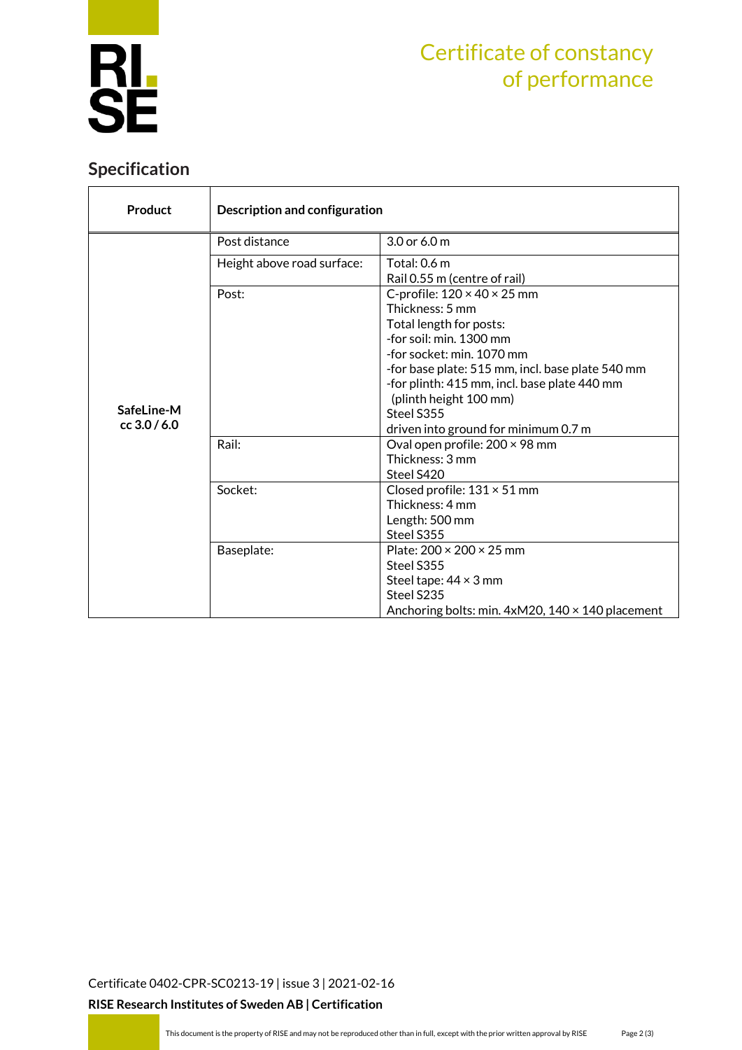# Certificate of constancy of performance

## Specification

| Product | Description and configuration | |
|---|---|---|
| SafeLine-M cc 3.0 / 6.0 | Post distance | 3.0 or 6.0 m |
| | Height above road surface: | Total: 0.6 m<br>Rail 0.55 m (centre of rail) |
| | Post: | C-profile: 120 × 40 × 25 mm<br>Thickness: 5 mm<br>Total length for posts:<br>-for soil: min. 1300 mm<br>-for socket: min. 1070 mm<br>-for base plate: 515 mm, incl. base plate 540 mm<br>-for plinth: 415 mm, incl. base plate 440 mm (plinth height 100 mm)<br>Steel S355<br>driven into ground for minimum 0.7 m |
| | Rail: | Oval open profile: 200 × 98 mm<br>Thickness: 3 mm<br>Steel S420 |
| | Socket: | Closed profile: 131 × 51 mm<br>Thickness: 4 mm<br>Length: 500 mm<br>Steel S355 |
| | Baseplate: | Plate: 200 × 200 × 25 mm<br>Steel S355<br>Steel tape: 44 × 3 mm<br>Steel S235<br>Anchoring bolts: min. 4xM20, 140 × 140 placement |

Certificate 0402-CPR-SC0213-19 | issue 3 | 2021-02-16

**RISE Research Institutes of Sweden AB | Certification**

This document is the property of RISE and may not be reproduced other than in full, except with the prior written approval by RISE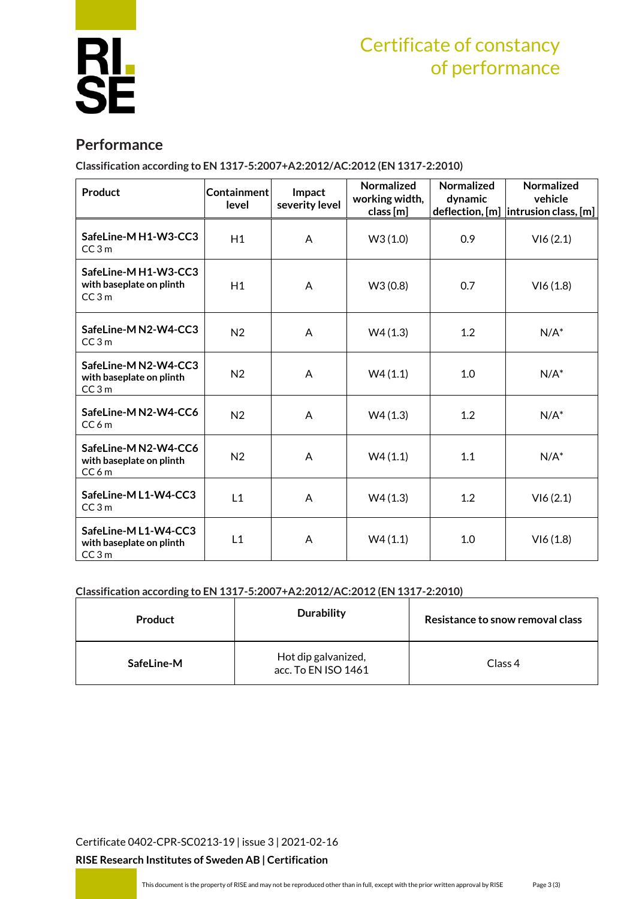# Certificate of constancy of performance

## Performance

**Classification according to EN 1317-5:2007+A2:2012/AC:2012 (EN 1317-2:2010)**

| Product | Containment level | Impact severity level | Normalized working width, class [m] | Normalized dynamic deflection, [m] | Normalized vehicle intrusion class, [m] |
|---|---|---|---|---|---|
| **SafeLine-M H1-W3-CC3** CC 3 m | H1 | A | W3 (1.0) | 0.9 | VI6 (2.1) |
| **SafeLine-M H1-W3-CC3 with baseplate on plinth** CC 3 m | H1 | A | W3 (0.8) | 0.7 | VI6 (1.8) |
| **SafeLine-M N2-W4-CC3** CC 3 m | N2 | A | W4 (1.3) | 1.2 | N/A* |
| **SafeLine-M N2-W4-CC3 with baseplate on plinth** CC 3 m | N2 | A | W4 (1.1) | 1.0 | N/A* |
| **SafeLine-M N2-W4-CC6** CC 6 m | N2 | A | W4 (1.3) | 1.2 | N/A* |
| **SafeLine-M N2-W4-CC6 with baseplate on plinth** CC 6 m | N2 | A | W4 (1.1) | 1.1 | N/A* |
| **SafeLine-M L1-W4-CC3** CC 3 m | L1 | A | W4 (1.3) | 1.2 | VI6 (2.1) |
| **SafeLine-M L1-W4-CC3 with baseplate on plinth** CC 3 m | L1 | A | W4 (1.1) | 1.0 | VI6 (1.8) |

**Classification according to EN 1317-5:2007+A2:2012/AC:2012 (EN 1317-2:2010)**

| Product | Durability | Resistance to snow removal class |
|---|---|---|
| **SafeLine-M** | Hot dip galvanized, acc. To EN ISO 1461 | Class 4 |

Certificate 0402-CPR-SC0213-19 | issue 3 | 2021-02-16

**RISE Research Institutes of Sweden AB | Certification**

This document is the property of RISE and may not be reproduced other than in full, except with the prior written approval by RISE